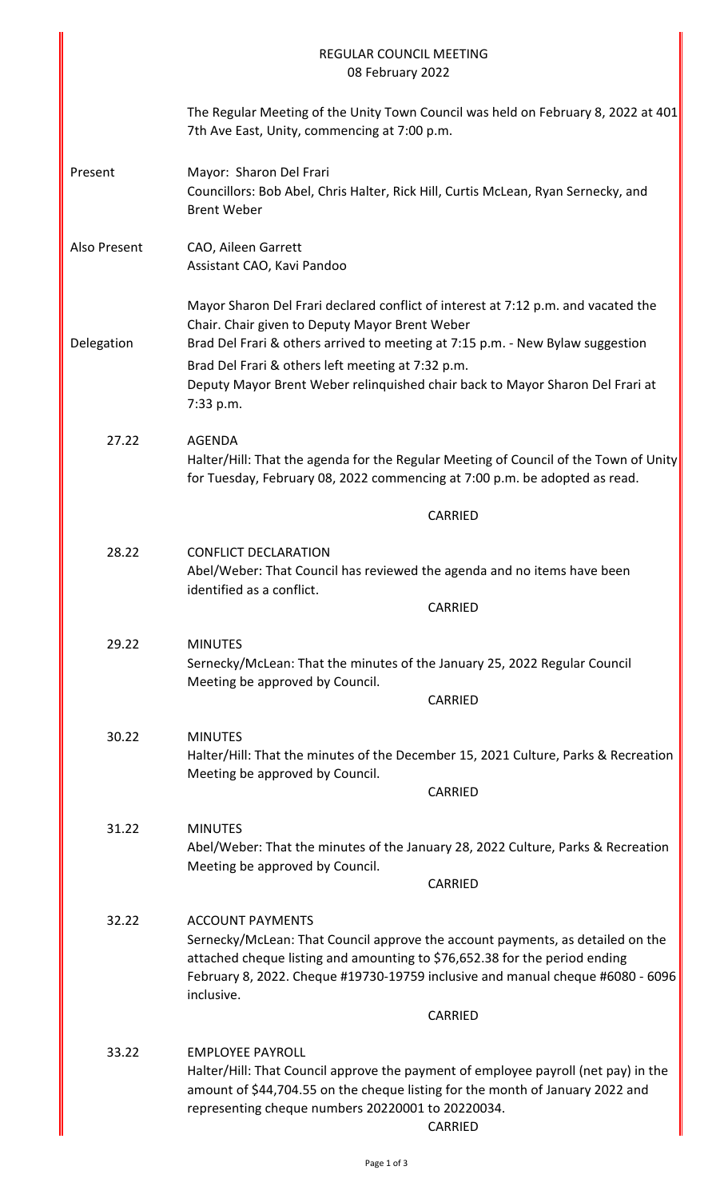# REGULAR COUNCIL MEETING
## 08 February 2022

The Regular Meeting of the Unity Town Council was held on February 8, 2022 at 401 7th Ave East, Unity, commencing at 7:00 p.m.

**Present**

Mayor: Sharon Del Frari
Councillors: Bob Abel, Chris Halter, Rick Hill, Curtis McLean, Ryan Sernecky, and Brent Weber

**Also Present**

CAO, Aileen Garrett
Assistant CAO, Kavi Pandoo

**Delegation**

Mayor Sharon Del Frari declared conflict of interest at 7:12 p.m. and vacated the Chair. Chair given to Deputy Mayor Brent Weber
Brad Del Frari & others arrived to meeting at 7:15 p.m. - New Bylaw suggestion
Brad Del Frari & others left meeting at 7:32 p.m.
Deputy Mayor Brent Weber relinquished chair back to Mayor Sharon Del Frari at 7:33 p.m.

**27.22 AGENDA**

Halter/Hill: That the agenda for the Regular Meeting of Council of the Town of Unity for Tuesday, February 08, 2022 commencing at 7:00 p.m. be adopted as read.

CARRIED

**28.22 CONFLICT DECLARATION**

Abel/Weber: That Council has reviewed the agenda and no items have been identified as a conflict.

CARRIED

**29.22 MINUTES**

Sernecky/McLean: That the minutes of the January 25, 2022 Regular Council Meeting be approved by Council.

CARRIED

**30.22 MINUTES**

Halter/Hill: That the minutes of the December 15, 2021 Culture, Parks & Recreation Meeting be approved by Council.

CARRIED

**31.22 MINUTES**

Abel/Weber: That the minutes of the January 28, 2022 Culture, Parks & Recreation Meeting be approved by Council.

CARRIED

**32.22 ACCOUNT PAYMENTS**

Sernecky/McLean: That Council approve the account payments, as detailed on the attached cheque listing and amounting to $76,652.38 for the period ending February 8, 2022. Cheque #19730-19759 inclusive and manual cheque #6080 - 6096 inclusive.

CARRIED

**33.22 EMPLOYEE PAYROLL**

Halter/Hill: That Council approve the payment of employee payroll (net pay) in the amount of $44,704.55 on the cheque listing for the month of January 2022 and representing cheque numbers 20220001 to 20220034.

CARRIED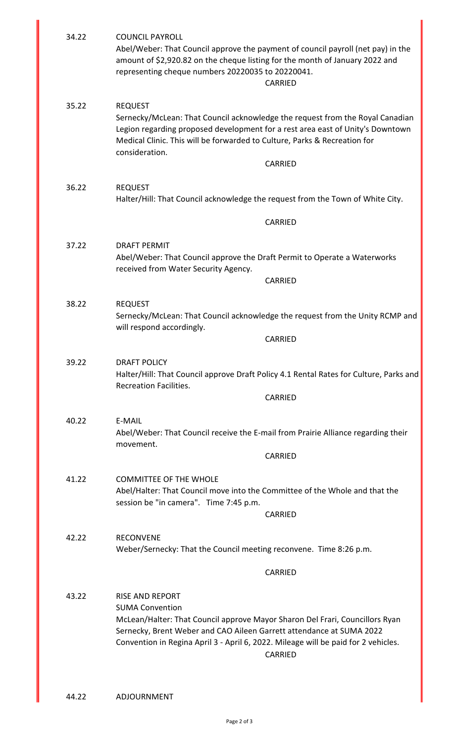34.22 COUNCIL PAYROLL

Abel/Weber: That Council approve the payment of council payroll (net pay) in the amount of $2,920.82 on the cheque listing for the month of January 2022 and representing cheque numbers 20220035 to 20220041.

CARRIED

35.22 REQUEST

Sernecky/McLean: That Council acknowledge the request from the Royal Canadian Legion regarding proposed development for a rest area east of Unity's Downtown Medical Clinic. This will be forwarded to Culture, Parks & Recreation for consideration.

CARRIED

36.22 REQUEST

Halter/Hill: That Council acknowledge the request from the Town of White City.

CARRIED

37.22 DRAFT PERMIT

Abel/Weber: That Council approve the Draft Permit to Operate a Waterworks received from Water Security Agency.

CARRIED

38.22 REQUEST

Sernecky/McLean: That Council acknowledge the request from the Unity RCMP and will respond accordingly.

CARRIED

39.22 DRAFT POLICY

Halter/Hill: That Council approve Draft Policy 4.1 Rental Rates for Culture, Parks and Recreation Facilities.

CARRIED

40.22 E-MAIL

Abel/Weber: That Council receive the E-mail from Prairie Alliance regarding their movement.

CARRIED

41.22 COMMITTEE OF THE WHOLE

Abel/Halter: That Council move into the Committee of the Whole and that the session be "in camera". Time 7:45 p.m.

CARRIED

42.22 RECONVENE

Weber/Sernecky: That the Council meeting reconvene. Time 8:26 p.m.

CARRIED

43.22 RISE AND REPORT

SUMA Convention

McLean/Halter: That Council approve Mayor Sharon Del Frari, Councillors Ryan Sernecky, Brent Weber and CAO Aileen Garrett attendance at SUMA 2022 Convention in Regina April 3 - April 6, 2022. Mileage will be paid for 2 vehicles.

CARRIED

44.22 ADJOURNMENT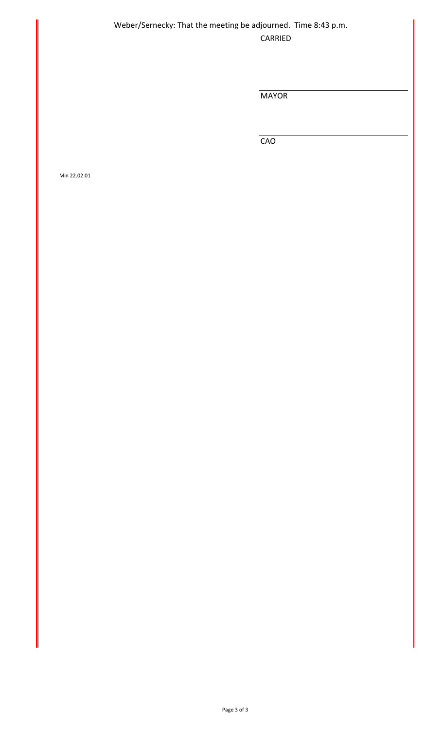Weber/Sernecky: That the meeting be adjourned. Time 8:43 p.m.

CARRIED

\_\_\_\_\_\_\_\_\_\_\_\_\_\_\_\_\_\_\_\_\_\_\_\_\_\_\_\_\_\_

MAYOR

\_\_\_\_\_\_\_\_\_\_\_\_\_\_\_\_\_\_\_\_\_\_\_\_\_\_\_\_\_\_

CAO

Min 22.02.01